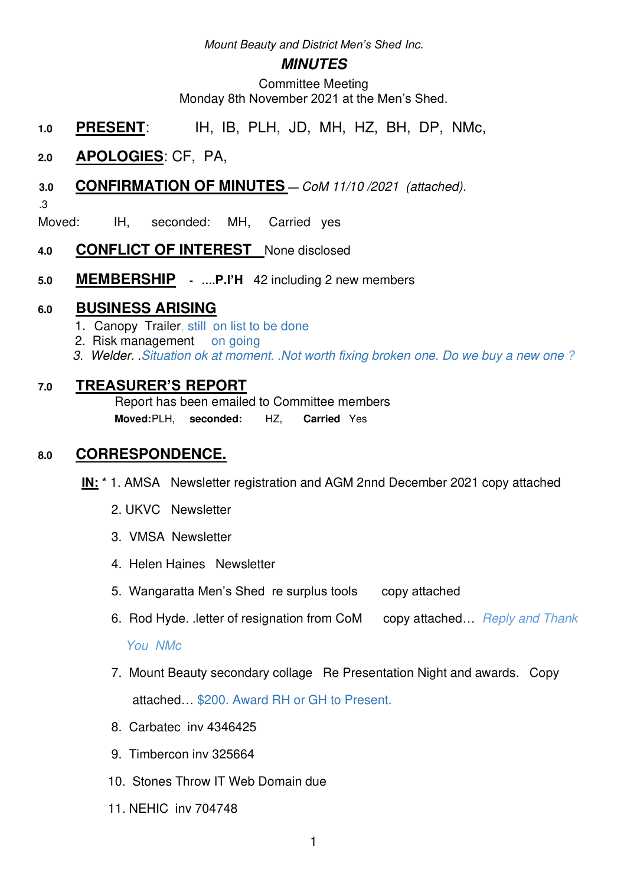*Mount Beauty and District Men's Shed Inc.*

# *MINUTES*

Committee Meeting
Monday 8th November 2021 at the Men's Shed.

**1.0 PRESENT**: IH, IB, PLH, JD, MH, HZ, BH, DP, NMc,

**2.0 APOLOGIES**: CF, PA,

**3.0 CONFIRMATION OF MINUTES** – *CoM 11/10 /2021 (attached).*

.3

Moved: IH, seconded: MH, Carried yes

**4.0 CONFLICT OF INTEREST** None disclosed

**5.0 MEMBERSHIP** - ....**P.I'H** 42 including 2 new members

**6.0 BUSINESS ARISING**

1. Canopy Trailer, still on list to be done
2. Risk management on going
3. *Welder. .Situation ok at moment. .Not worth fixing broken one. Do we buy a new one ?*

**7.0 TREASURER'S REPORT**

Report has been emailed to Committee members

**Moved:**PLH, **seconded:** HZ, **Carried** Yes

**8.0 CORRESPONDENCE.**

**IN:** * 1. AMSA Newsletter registration and AGM 2nnd December 2021 copy attached

2. UKVC Newsletter
3. VMSA Newsletter
4. Helen Haines Newsletter
5. Wangaratta Men's Shed re surplus tools copy attached
6. Rod Hyde. .letter of resignation from CoM copy attached… *Reply and Thank You NMc*
7. Mount Beauty secondary collage Re Presentation Night and awards. Copy attached… $200. Award RH or GH to Present.
8. Carbatec inv 4346425
9. Timbercon inv 325664
10. Stones Throw IT Web Domain due
11. NEHIC inv 704748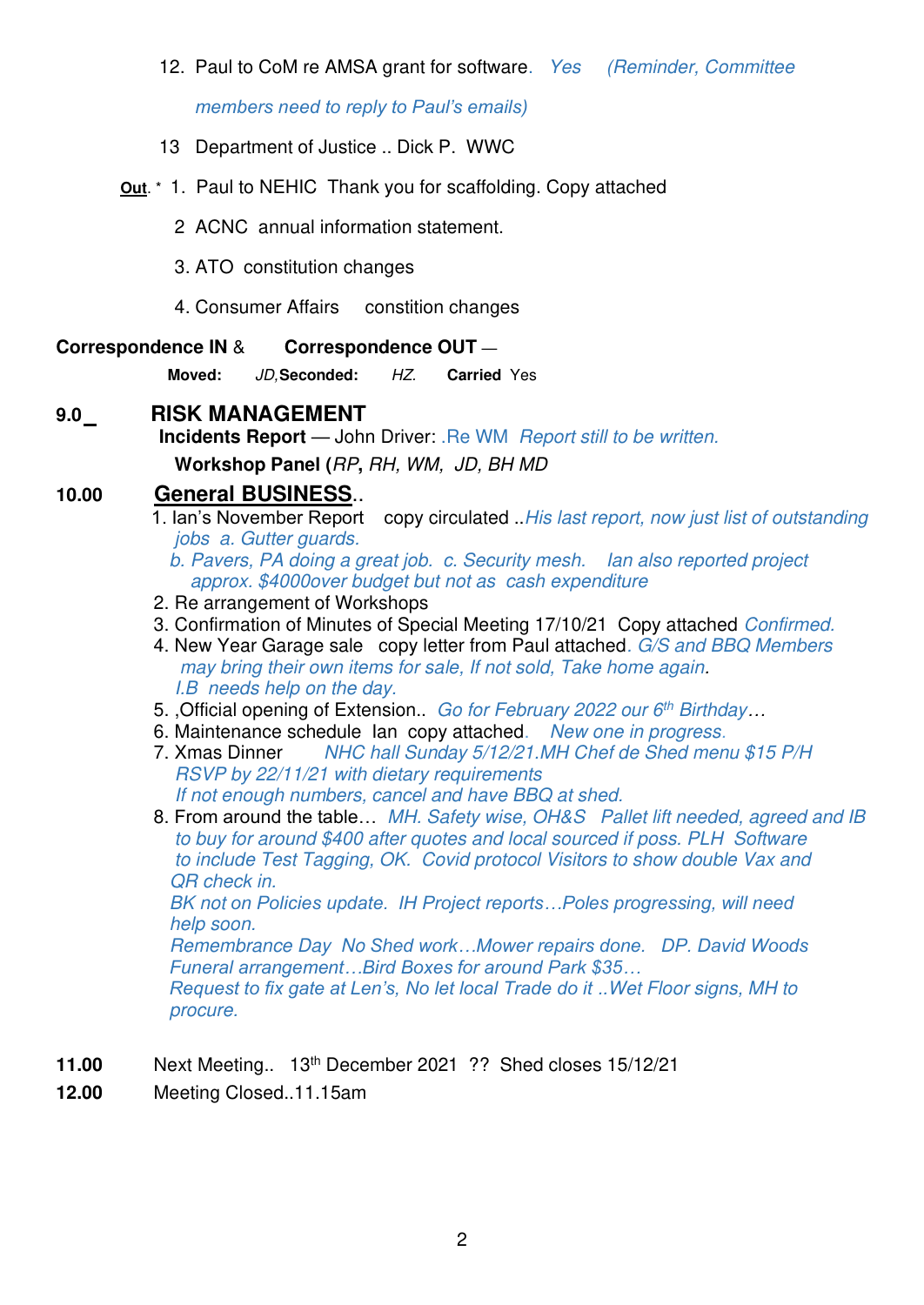12. Paul to CoM re AMSA grant for software. *Yes (Reminder, Committee members need to reply to Paul's emails)*

13 Department of Justice .. Dick P. WWC

**Out**. * 1. Paul to NEHIC Thank you for scaffolding. Copy attached

2 ACNC annual information statement.

3. ATO constitution changes

4. Consumer Affairs constition changes

**Correspondence IN** & **Correspondence OUT** —

**Moved:** *JD,* **Seconded:** *HZ.* **Carried** Yes

**9.0_ RISK MANAGEMENT**

**Incidents Report** — John Driver: *.Re WM Report still to be written.*

**Workshop Panel (***RP***,** *RH, WM, JD, BH MD*

**10.00 General BUSINESS..**

1. Ian's November Report copy circulated ..*His last report, now just list of outstanding jobs a. Gutter guards.*
   *b. Pavers, PA doing a great job. c. Security mesh. Ian also reported project approx. $4000over budget but not as cash expenditure*
2. Re arrangement of Workshops
3. Confirmation of Minutes of Special Meeting 17/10/21 Copy attached *Confirmed.*
4. New Year Garage sale copy letter from Paul attached. *G/S and BBQ Members may bring their own items for sale, If not sold, Take home again.*
   *I.B needs help on the day.*
5. ,Official opening of Extension.. *Go for February 2022 our 6th Birthday…*
6. Maintenance schedule Ian copy attached. *New one in progress.*
7. Xmas Dinner *NHC hall Sunday 5/12/21.MH Chef de Shed menu $15 P/H RSVP by 22/11/21 with dietary requirements*
   *If not enough numbers, cancel and have BBQ at shed.*
8. From around the table… *MH. Safety wise, OH&S Pallet lift needed, agreed and IB to buy for around $400 after quotes and local sourced if poss. PLH Software to include Test Tagging, OK. Covid protocol Visitors to show double Vax and QR check in.*
   *BK not on Policies update. IH Project reports…Poles progressing, will need help soon.*
   *Remembrance Day No Shed work…Mower repairs done. DP. David Woods Funeral arrangement…Bird Boxes for around Park $35…*
   *Request to fix gate at Len's, No let local Trade do it ..Wet Floor signs, MH to procure.*

**11.00** Next Meeting.. 13th December 2021 ?? Shed closes 15/12/21

**12.00** Meeting Closed..11.15am